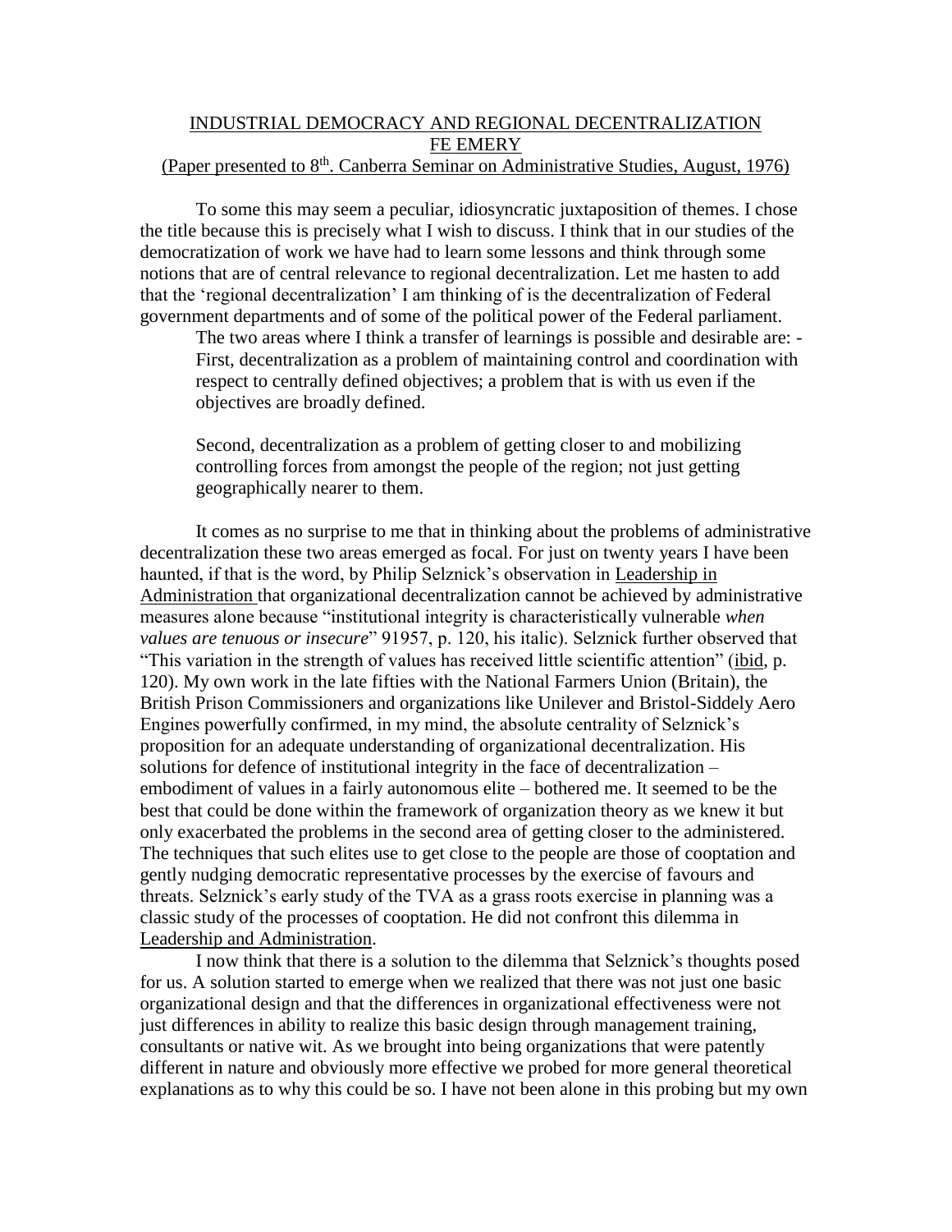# INDUSTRIAL DEMOCRACY AND REGIONAL DECENTRALIZATION

## FE EMERY

(Paper presented to 8th. Canberra Seminar on Administrative Studies, August, 1976)

To some this may seem a peculiar, idiosyncratic juxtaposition of themes. I chose the title because this is precisely what I wish to discuss. I think that in our studies of the democratization of work we have had to learn some lessons and think through some notions that are of central relevance to regional decentralization. Let me hasten to add that the 'regional decentralization' I am thinking of is the decentralization of Federal government departments and of some of the political power of the Federal parliament.

The two areas where I think a transfer of learnings is possible and desirable are: -

First, decentralization as a problem of maintaining control and coordination with respect to centrally defined objectives; a problem that is with us even if the objectives are broadly defined.

Second, decentralization as a problem of getting closer to and mobilizing controlling forces from amongst the people of the region; not just getting geographically nearer to them.

It comes as no surprise to me that in thinking about the problems of administrative decentralization these two areas emerged as focal. For just on twenty years I have been haunted, if that is the word, by Philip Selznick's observation in Leadership in Administration that organizational decentralization cannot be achieved by administrative measures alone because "institutional integrity is characteristically vulnerable *when values are tenuous or insecure*" 91957, p. 120, his italic). Selznick further observed that "This variation in the strength of values has received little scientific attention" (ibid, p. 120). My own work in the late fifties with the National Farmers Union (Britain), the British Prison Commissioners and organizations like Unilever and Bristol-Siddely Aero Engines powerfully confirmed, in my mind, the absolute centrality of Selznick's proposition for an adequate understanding of organizational decentralization. His solutions for defence of institutional integrity in the face of decentralization – embodiment of values in a fairly autonomous elite – bothered me. It seemed to be the best that could be done within the framework of organization theory as we knew it but only exacerbated the problems in the second area of getting closer to the administered. The techniques that such elites use to get close to the people are those of cooptation and gently nudging democratic representative processes by the exercise of favours and threats. Selznick's early study of the TVA as a grass roots exercise in planning was a classic study of the processes of cooptation. He did not confront this dilemma in Leadership and Administration.

I now think that there is a solution to the dilemma that Selznick's thoughts posed for us. A solution started to emerge when we realized that there was not just one basic organizational design and that the differences in organizational effectiveness were not just differences in ability to realize this basic design through management training, consultants or native wit. As we brought into being organizations that were patently different in nature and obviously more effective we probed for more general theoretical explanations as to why this could be so. I have not been alone in this probing but my own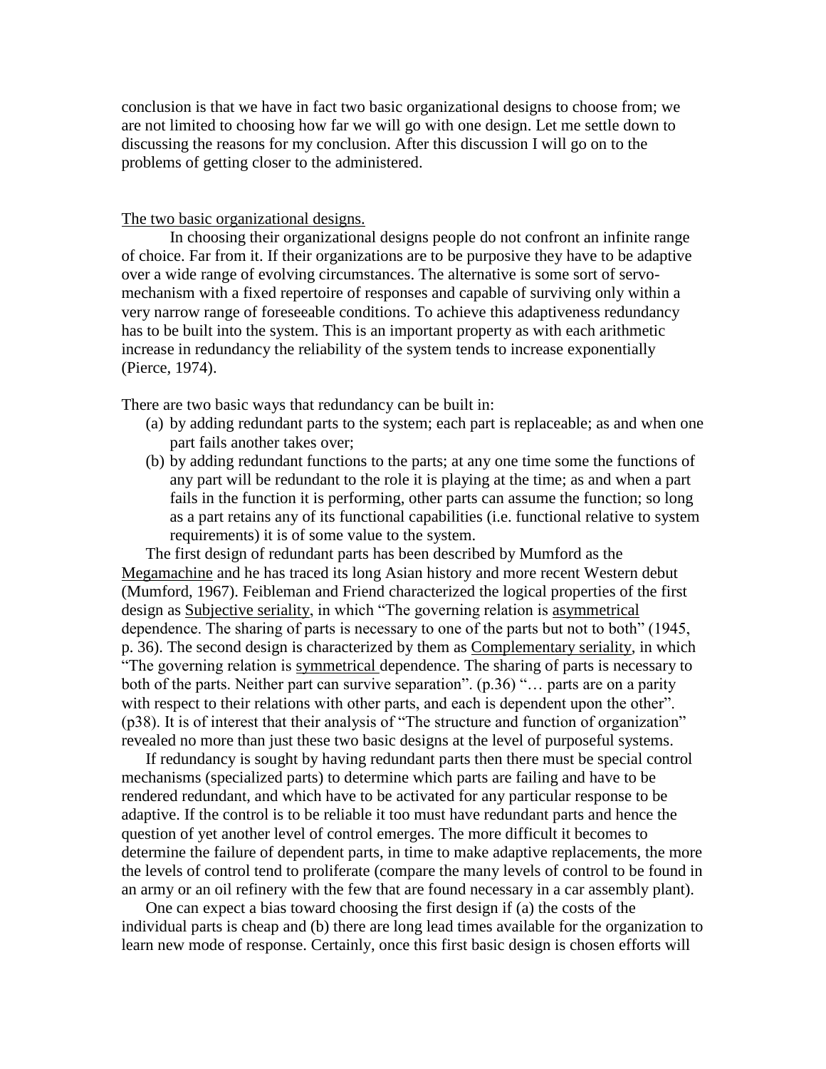conclusion is that we have in fact two basic organizational designs to choose from; we are not limited to choosing how far we will go with one design. Let me settle down to discussing the reasons for my conclusion. After this discussion I will go on to the problems of getting closer to the administered.

## The two basic organizational designs.

In choosing their organizational designs people do not confront an infinite range of choice. Far from it. If their organizations are to be purposive they have to be adaptive over a wide range of evolving circumstances. The alternative is some sort of servo-mechanism with a fixed repertoire of responses and capable of surviving only within a very narrow range of foreseeable conditions. To achieve this adaptiveness redundancy has to be built into the system. This is an important property as with each arithmetic increase in redundancy the reliability of the system tends to increase exponentially (Pierce, 1974).

There are two basic ways that redundancy can be built in:

(a) by adding redundant parts to the system; each part is replaceable; as and when one part fails another takes over;
(b) by adding redundant functions to the parts; at any one time some the functions of any part will be redundant to the role it is playing at the time; as and when a part fails in the function it is performing, other parts can assume the function; so long as a part retains any of its functional capabilities (i.e. functional relative to system requirements) it is of some value to the system.

The first design of redundant parts has been described by Mumford as the Megamachine and he has traced its long Asian history and more recent Western debut (Mumford, 1967). Feibleman and Friend characterized the logical properties of the first design as Subjective seriality, in which "The governing relation is asymmetrical dependence. The sharing of parts is necessary to one of the parts but not to both" (1945, p. 36). The second design is characterized by them as Complementary seriality, in which "The governing relation is symmetrical dependence. The sharing of parts is necessary to both of the parts. Neither part can survive separation". (p.36) "… parts are on a parity with respect to their relations with other parts, and each is dependent upon the other". (p38). It is of interest that their analysis of "The structure and function of organization" revealed no more than just these two basic designs at the level of purposeful systems.

If redundancy is sought by having redundant parts then there must be special control mechanisms (specialized parts) to determine which parts are failing and have to be rendered redundant, and which have to be activated for any particular response to be adaptive. If the control is to be reliable it too must have redundant parts and hence the question of yet another level of control emerges. The more difficult it becomes to determine the failure of dependent parts, in time to make adaptive replacements, the more the levels of control tend to proliferate (compare the many levels of control to be found in an army or an oil refinery with the few that are found necessary in a car assembly plant).

One can expect a bias toward choosing the first design if (a) the costs of the individual parts is cheap and (b) there are long lead times available for the organization to learn new mode of response. Certainly, once this first basic design is chosen efforts will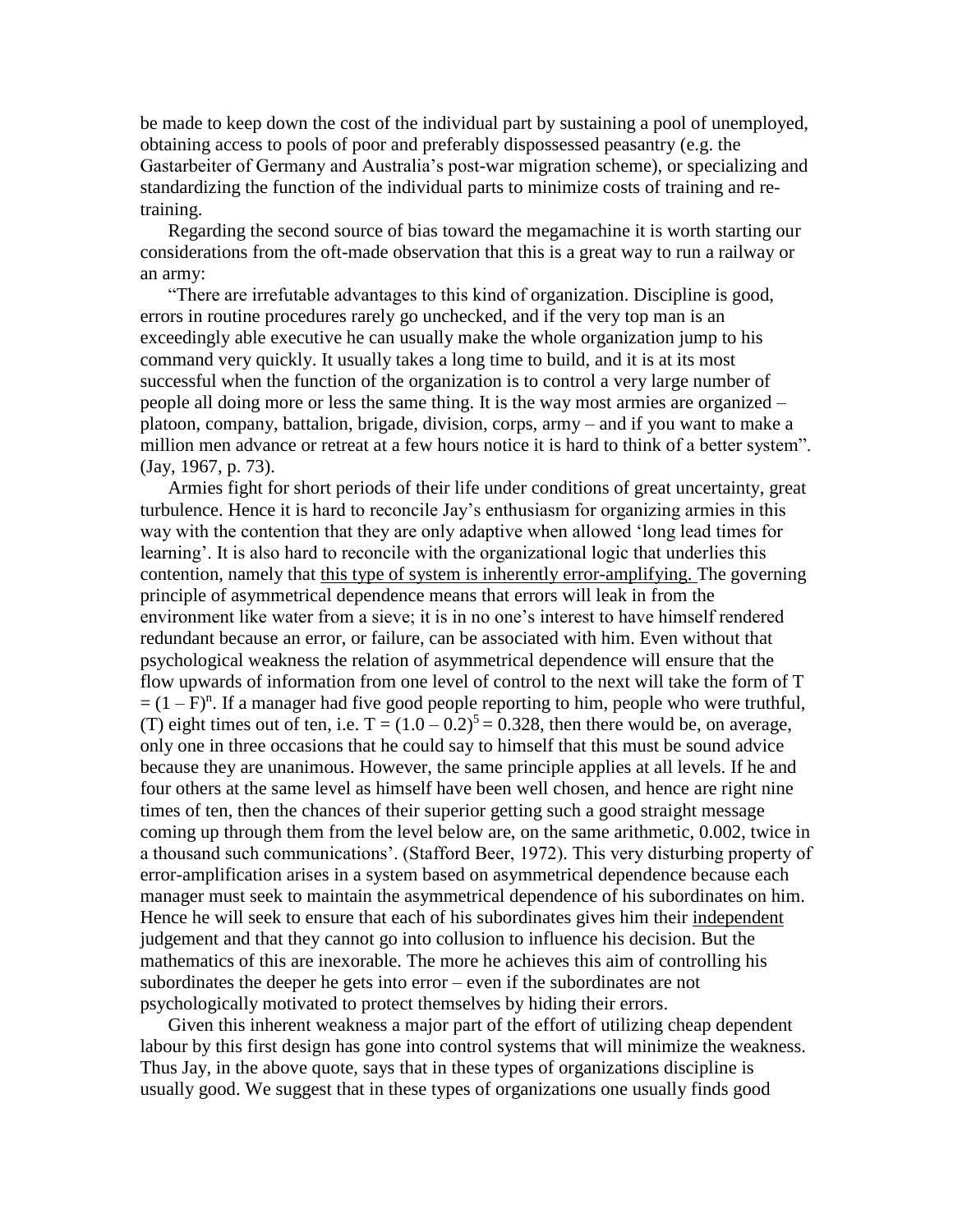be made to keep down the cost of the individual part by sustaining a pool of unemployed, obtaining access to pools of poor and preferably dispossessed peasantry (e.g. the Gastarbeiter of Germany and Australia's post-war migration scheme), or specializing and standardizing the function of the individual parts to minimize costs of training and re-training.

Regarding the second source of bias toward the megamachine it is worth starting our considerations from the oft-made observation that this is a great way to run a railway or an army:

"There are irrefutable advantages to this kind of organization. Discipline is good, errors in routine procedures rarely go unchecked, and if the very top man is an exceedingly able executive he can usually make the whole organization jump to his command very quickly. It usually takes a long time to build, and it is at its most successful when the function of the organization is to control a very large number of people all doing more or less the same thing. It is the way most armies are organized – platoon, company, battalion, brigade, division, corps, army – and if you want to make a million men advance or retreat at a few hours notice it is hard to think of a better system". (Jay, 1967, p. 73).

Armies fight for short periods of their life under conditions of great uncertainty, great turbulence. Hence it is hard to reconcile Jay's enthusiasm for organizing armies in this way with the contention that they are only adaptive when allowed 'long lead times for learning'. It is also hard to reconcile with the organizational logic that underlies this contention, namely that <u>this type of system is inherently error-amplifying.</u> The governing principle of asymmetrical dependence means that errors will leak in from the environment like water from a sieve; it is in no one's interest to have himself rendered redundant because an error, or failure, can be associated with him. Even without that psychological weakness the relation of asymmetrical dependence will ensure that the flow upwards of information from one level of control to the next will take the form of $T = (1 - F)^n$. If a manager had five good people reporting to him, people who were truthful, (T) eight times out of ten, i.e. $T = (1.0 - 0.2)^5 = 0.328$, then there would be, on average, only one in three occasions that he could say to himself that this must be sound advice because they are unanimous. However, the same principle applies at all levels. If he and four others at the same level as himself have been well chosen, and hence are right nine times of ten, then the chances of their superior getting such a good straight message coming up through them from the level below are, on the same arithmetic, 0.002, twice in a thousand such communications'. (Stafford Beer, 1972). This very disturbing property of error-amplification arises in a system based on asymmetrical dependence because each manager must seek to maintain the asymmetrical dependence of his subordinates on him. Hence he will seek to ensure that each of his subordinates gives him their <u>independent</u> judgement and that they cannot go into collusion to influence his decision. But the mathematics of this are inexorable. The more he achieves this aim of controlling his subordinates the deeper he gets into error – even if the subordinates are not psychologically motivated to protect themselves by hiding their errors.

Given this inherent weakness a major part of the effort of utilizing cheap dependent labour by this first design has gone into control systems that will minimize the weakness. Thus Jay, in the above quote, says that in these types of organizations discipline is usually good. We suggest that in these types of organizations one usually finds good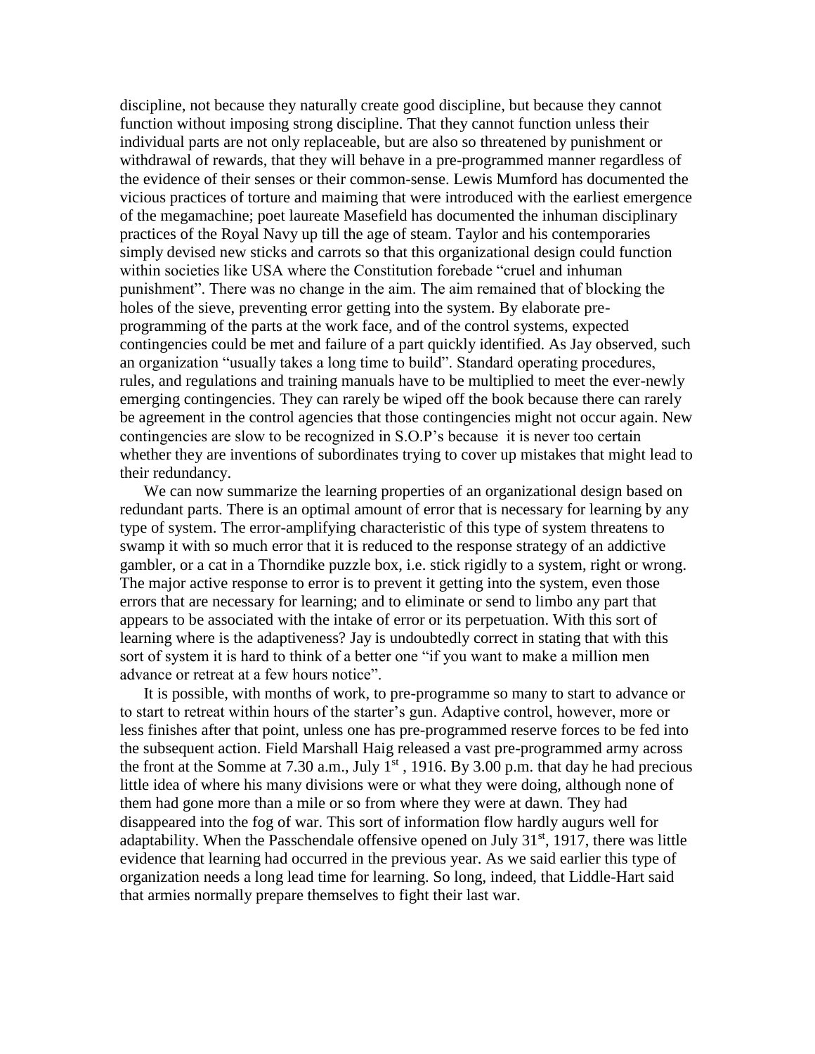discipline, not because they naturally create good discipline, but because they cannot function without imposing strong discipline. That they cannot function unless their individual parts are not only replaceable, but are also so threatened by punishment or withdrawal of rewards, that they will behave in a pre-programmed manner regardless of the evidence of their senses or their common-sense. Lewis Mumford has documented the vicious practices of torture and maiming that were introduced with the earliest emergence of the megamachine; poet laureate Masefield has documented the inhuman disciplinary practices of the Royal Navy up till the age of steam. Taylor and his contemporaries simply devised new sticks and carrots so that this organizational design could function within societies like USA where the Constitution forebade "cruel and inhuman punishment". There was no change in the aim. The aim remained that of blocking the holes of the sieve, preventing error getting into the system. By elaborate pre-programming of the parts at the work face, and of the control systems, expected contingencies could be met and failure of a part quickly identified. As Jay observed, such an organization "usually takes a long time to build". Standard operating procedures, rules, and regulations and training manuals have to be multiplied to meet the ever-newly emerging contingencies. They can rarely be wiped off the book because there can rarely be agreement in the control agencies that those contingencies might not occur again. New contingencies are slow to be recognized in S.O.P's because it is never too certain whether they are inventions of subordinates trying to cover up mistakes that might lead to their redundancy.

We can now summarize the learning properties of an organizational design based on redundant parts. There is an optimal amount of error that is necessary for learning by any type of system. The error-amplifying characteristic of this type of system threatens to swamp it with so much error that it is reduced to the response strategy of an addictive gambler, or a cat in a Thorndike puzzle box, i.e. stick rigidly to a system, right or wrong. The major active response to error is to prevent it getting into the system, even those errors that are necessary for learning; and to eliminate or send to limbo any part that appears to be associated with the intake of error or its perpetuation. With this sort of learning where is the adaptiveness? Jay is undoubtedly correct in stating that with this sort of system it is hard to think of a better one "if you want to make a million men advance or retreat at a few hours notice".

It is possible, with months of work, to pre-programme so many to start to advance or to start to retreat within hours of the starter's gun. Adaptive control, however, more or less finishes after that point, unless one has pre-programmed reserve forces to be fed into the subsequent action. Field Marshall Haig released a vast pre-programmed army across the front at the Somme at 7.30 a.m., July 1st, 1916. By 3.00 p.m. that day he had precious little idea of where his many divisions were or what they were doing, although none of them had gone more than a mile or so from where they were at dawn. They had disappeared into the fog of war. This sort of information flow hardly augurs well for adaptability. When the Passchendale offensive opened on July 31st, 1917, there was little evidence that learning had occurred in the previous year. As we said earlier this type of organization needs a long lead time for learning. So long, indeed, that Liddle-Hart said that armies normally prepare themselves to fight their last war.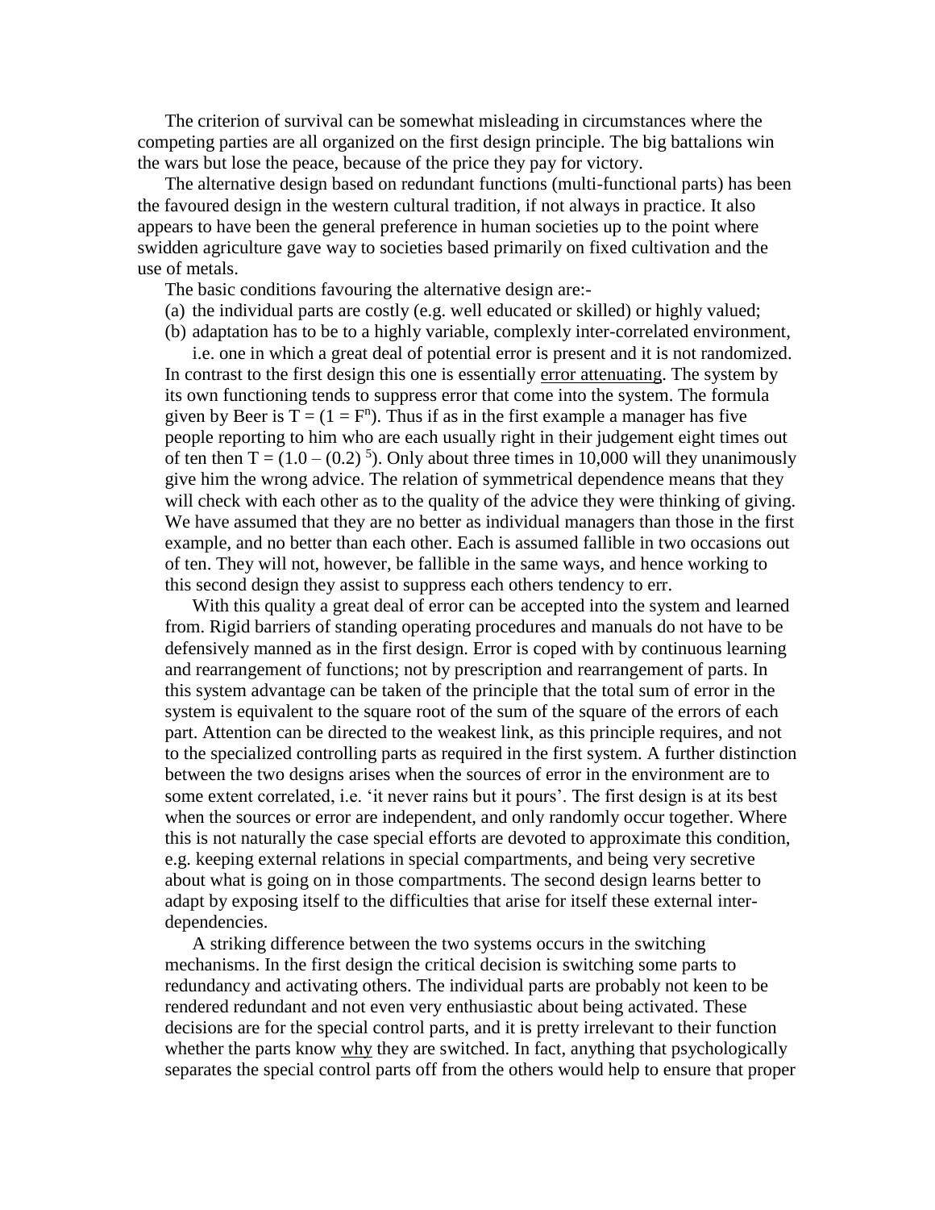The criterion of survival can be somewhat misleading in circumstances where the competing parties are all organized on the first design principle. The big battalions win the wars but lose the peace, because of the price they pay for victory.

The alternative design based on redundant functions (multi-functional parts) has been the favoured design in the western cultural tradition, if not always in practice. It also appears to have been the general preference in human societies up to the point where swidden agriculture gave way to societies based primarily on fixed cultivation and the use of metals.

The basic conditions favouring the alternative design are:-

(a) the individual parts are costly (e.g. well educated or skilled) or highly valued;

(b) adaptation has to be to a highly variable, complexly inter-correlated environment, i.e. one in which a great deal of potential error is present and it is not randomized.

In contrast to the first design this one is essentially error attenuating. The system by its own functioning tends to suppress error that come into the system. The formula given by Beer is $T = (1 = F^n)$. Thus if as in the first example a manager has five people reporting to him who are each usually right in their judgement eight times out of ten then $T = (1.0 - (0.2)^5)$. Only about three times in 10,000 will they unanimously give him the wrong advice. The relation of symmetrical dependence means that they will check with each other as to the quality of the advice they were thinking of giving. We have assumed that they are no better as individual managers than those in the first example, and no better than each other. Each is assumed fallible in two occasions out of ten. They will not, however, be fallible in the same ways, and hence working to this second design they assist to suppress each others tendency to err.

With this quality a great deal of error can be accepted into the system and learned from. Rigid barriers of standing operating procedures and manuals do not have to be defensively manned as in the first design. Error is coped with by continuous learning and rearrangement of functions; not by prescription and rearrangement of parts. In this system advantage can be taken of the principle that the total sum of error in the system is equivalent to the square root of the sum of the square of the errors of each part. Attention can be directed to the weakest link, as this principle requires, and not to the specialized controlling parts as required in the first system. A further distinction between the two designs arises when the sources of error in the environment are to some extent correlated, i.e. 'it never rains but it pours'. The first design is at its best when the sources or error are independent, and only randomly occur together. Where this is not naturally the case special efforts are devoted to approximate this condition, e.g. keeping external relations in special compartments, and being very secretive about what is going on in those compartments. The second design learns better to adapt by exposing itself to the difficulties that arise for itself these external inter-dependencies.

A striking difference between the two systems occurs in the switching mechanisms. In the first design the critical decision is switching some parts to redundancy and activating others. The individual parts are probably not keen to be rendered redundant and not even very enthusiastic about being activated. These decisions are for the special control parts, and it is pretty irrelevant to their function whether the parts know why they are switched. In fact, anything that psychologically separates the special control parts off from the others would help to ensure that proper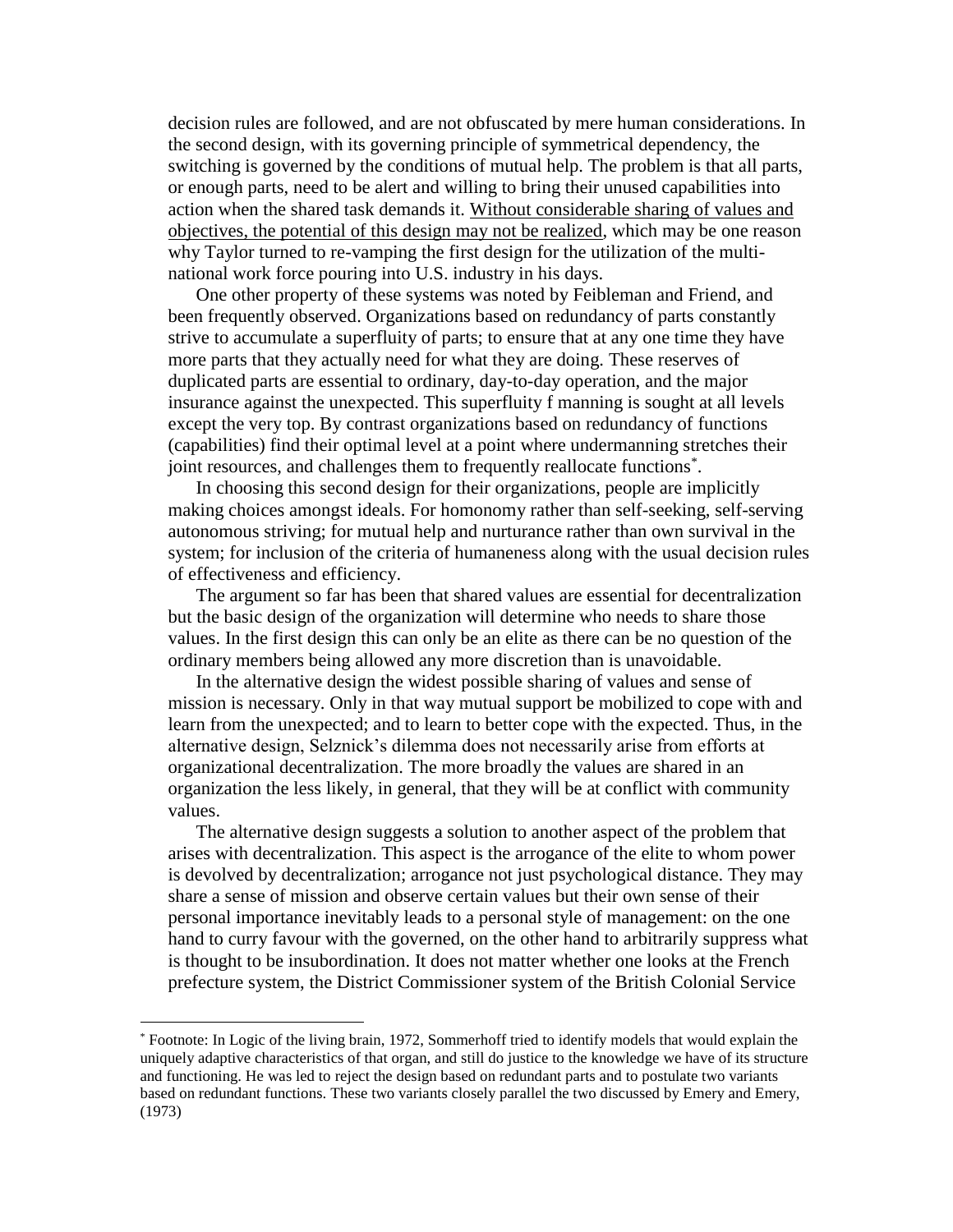decision rules are followed, and are not obfuscated by mere human considerations. In the second design, with its governing principle of symmetrical dependency, the switching is governed by the conditions of mutual help. The problem is that all parts, or enough parts, need to be alert and willing to bring their unused capabilities into action when the shared task demands it. <u>Without considerable sharing of values and objectives, the potential of this design may not be realized</u>, which may be one reason why Taylor turned to re-vamping the first design for the utilization of the multi-national work force pouring into U.S. industry in his days.

One other property of these systems was noted by Feibleman and Friend, and been frequently observed. Organizations based on redundancy of parts constantly strive to accumulate a superfluity of parts; to ensure that at any one time they have more parts that they actually need for what they are doing. These reserves of duplicated parts are essential to ordinary, day-to-day operation, and the major insurance against the unexpected. This superfluity f manning is sought at all levels except the very top. By contrast organizations based on redundancy of functions (capabilities) find their optimal level at a point where undermanning stretches their joint resources, and challenges them to frequently reallocate functions*.

In choosing this second design for their organizations, people are implicitly making choices amongst ideals. For homonomy rather than self-seeking, self-serving autonomous striving; for mutual help and nurturance rather than own survival in the system; for inclusion of the criteria of humaneness along with the usual decision rules of effectiveness and efficiency.

The argument so far has been that shared values are essential for decentralization but the basic design of the organization will determine who needs to share those values. In the first design this can only be an elite as there can be no question of the ordinary members being allowed any more discretion than is unavoidable.

In the alternative design the widest possible sharing of values and sense of mission is necessary. Only in that way mutual support be mobilized to cope with and learn from the unexpected; and to learn to better cope with the expected. Thus, in the alternative design, Selznick's dilemma does not necessarily arise from efforts at organizational decentralization. The more broadly the values are shared in an organization the less likely, in general, that they will be at conflict with community values.

The alternative design suggests a solution to another aspect of the problem that arises with decentralization. This aspect is the arrogance of the elite to whom power is devolved by decentralization; arrogance not just psychological distance. They may share a sense of mission and observe certain values but their own sense of their personal importance inevitably leads to a personal style of management: on the one hand to curry favour with the governed, on the other hand to arbitrarily suppress what is thought to be insubordination. It does not matter whether one looks at the French prefecture system, the District Commissioner system of the British Colonial Service

---

* Footnote: In Logic of the living brain, 1972, Sommerhoff tried to identify models that would explain the uniquely adaptive characteristics of that organ, and still do justice to the knowledge we have of its structure and functioning. He was led to reject the design based on redundant parts and to postulate two variants based on redundant functions. These two variants closely parallel the two discussed by Emery and Emery, (1973)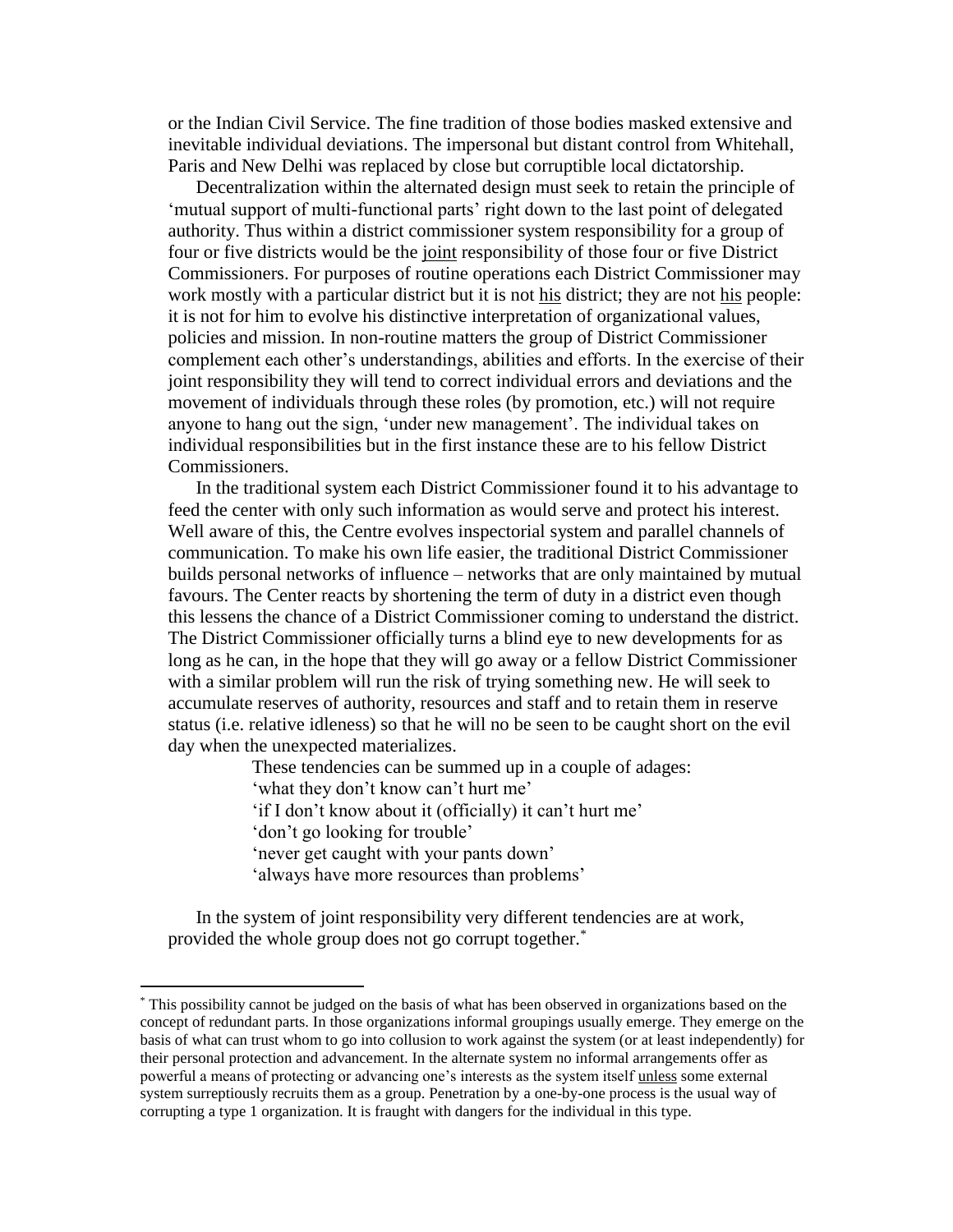or the Indian Civil Service. The fine tradition of those bodies masked extensive and inevitable individual deviations. The impersonal but distant control from Whitehall, Paris and New Delhi was replaced by close but corruptible local dictatorship.

Decentralization within the alternated design must seek to retain the principle of 'mutual support of multi-functional parts' right down to the last point of delegated authority. Thus within a district commissioner system responsibility for a group of four or five districts would be the joint responsibility of those four or five District Commissioners. For purposes of routine operations each District Commissioner may work mostly with a particular district but it is not his district; they are not his people: it is not for him to evolve his distinctive interpretation of organizational values, policies and mission. In non-routine matters the group of District Commissioner complement each other's understandings, abilities and efforts. In the exercise of their joint responsibility they will tend to correct individual errors and deviations and the movement of individuals through these roles (by promotion, etc.) will not require anyone to hang out the sign, 'under new management'. The individual takes on individual responsibilities but in the first instance these are to his fellow District Commissioners.

In the traditional system each District Commissioner found it to his advantage to feed the center with only such information as would serve and protect his interest. Well aware of this, the Centre evolves inspectorial system and parallel channels of communication. To make his own life easier, the traditional District Commissioner builds personal networks of influence – networks that are only maintained by mutual favours. The Center reacts by shortening the term of duty in a district even though this lessens the chance of a District Commissioner coming to understand the district. The District Commissioner officially turns a blind eye to new developments for as long as he can, in the hope that they will go away or a fellow District Commissioner with a similar problem will run the risk of trying something new. He will seek to accumulate reserves of authority, resources and staff and to retain them in reserve status (i.e. relative idleness) so that he will no be seen to be caught short on the evil day when the unexpected materializes.

These tendencies can be summed up in a couple of adages:

'what they don't know can't hurt me'

'if I don't know about it (officially) it can't hurt me'

'don't go looking for trouble'

'never get caught with your pants down'

'always have more resources than problems'

In the system of joint responsibility very different tendencies are at work, provided the whole group does not go corrupt together.*

---

* This possibility cannot be judged on the basis of what has been observed in organizations based on the concept of redundant parts. In those organizations informal groupings usually emerge. They emerge on the basis of what can trust whom to go into collusion to work against the system (or at least independently) for their personal protection and advancement. In the alternate system no informal arrangements offer as powerful a means of protecting or advancing one's interests as the system itself unless some external system surreptiously recruits them as a group. Penetration by a one-by-one process is the usual way of corrupting a type 1 organization. It is fraught with dangers for the individual in this type.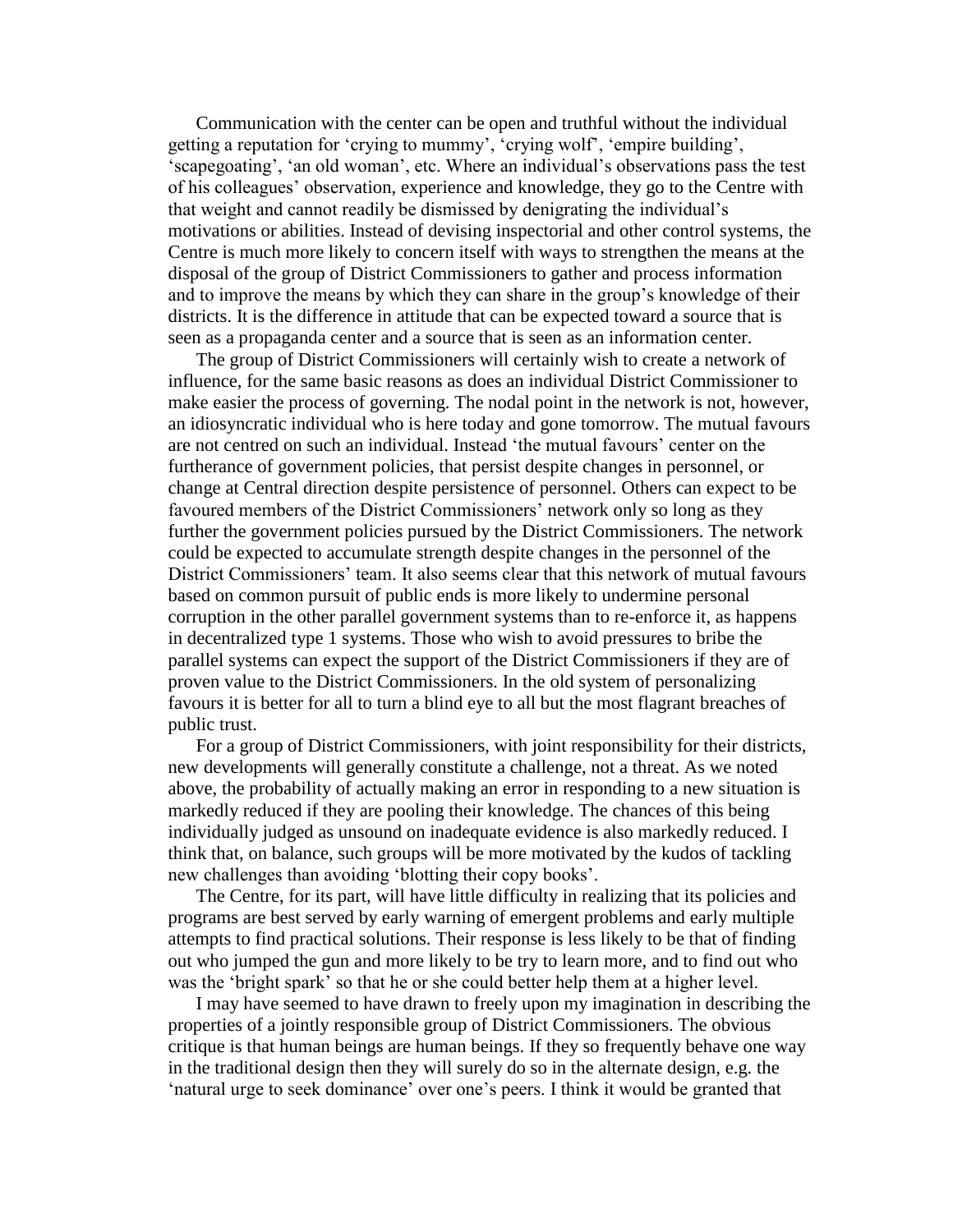Communication with the center can be open and truthful without the individual getting a reputation for 'crying to mummy', 'crying wolf', 'empire building', 'scapegoating', 'an old woman', etc. Where an individual's observations pass the test of his colleagues' observation, experience and knowledge, they go to the Centre with that weight and cannot readily be dismissed by denigrating the individual's motivations or abilities. Instead of devising inspectorial and other control systems, the Centre is much more likely to concern itself with ways to strengthen the means at the disposal of the group of District Commissioners to gather and process information and to improve the means by which they can share in the group's knowledge of their districts. It is the difference in attitude that can be expected toward a source that is seen as a propaganda center and a source that is seen as an information center.

The group of District Commissioners will certainly wish to create a network of influence, for the same basic reasons as does an individual District Commissioner to make easier the process of governing. The nodal point in the network is not, however, an idiosyncratic individual who is here today and gone tomorrow. The mutual favours are not centred on such an individual. Instead 'the mutual favours' center on the furtherance of government policies, that persist despite changes in personnel, or change at Central direction despite persistence of personnel. Others can expect to be favoured members of the District Commissioners' network only so long as they further the government policies pursued by the District Commissioners. The network could be expected to accumulate strength despite changes in the personnel of the District Commissioners' team. It also seems clear that this network of mutual favours based on common pursuit of public ends is more likely to undermine personal corruption in the other parallel government systems than to re-enforce it, as happens in decentralized type 1 systems. Those who wish to avoid pressures to bribe the parallel systems can expect the support of the District Commissioners if they are of proven value to the District Commissioners. In the old system of personalizing favours it is better for all to turn a blind eye to all but the most flagrant breaches of public trust.

For a group of District Commissioners, with joint responsibility for their districts, new developments will generally constitute a challenge, not a threat. As we noted above, the probability of actually making an error in responding to a new situation is markedly reduced if they are pooling their knowledge. The chances of this being individually judged as unsound on inadequate evidence is also markedly reduced. I think that, on balance, such groups will be more motivated by the kudos of tackling new challenges than avoiding 'blotting their copy books'.

The Centre, for its part, will have little difficulty in realizing that its policies and programs are best served by early warning of emergent problems and early multiple attempts to find practical solutions. Their response is less likely to be that of finding out who jumped the gun and more likely to be try to learn more, and to find out who was the 'bright spark' so that he or she could better help them at a higher level.

I may have seemed to have drawn to freely upon my imagination in describing the properties of a jointly responsible group of District Commissioners. The obvious critique is that human beings are human beings. If they so frequently behave one way in the traditional design then they will surely do so in the alternate design, e.g. the 'natural urge to seek dominance' over one's peers. I think it would be granted that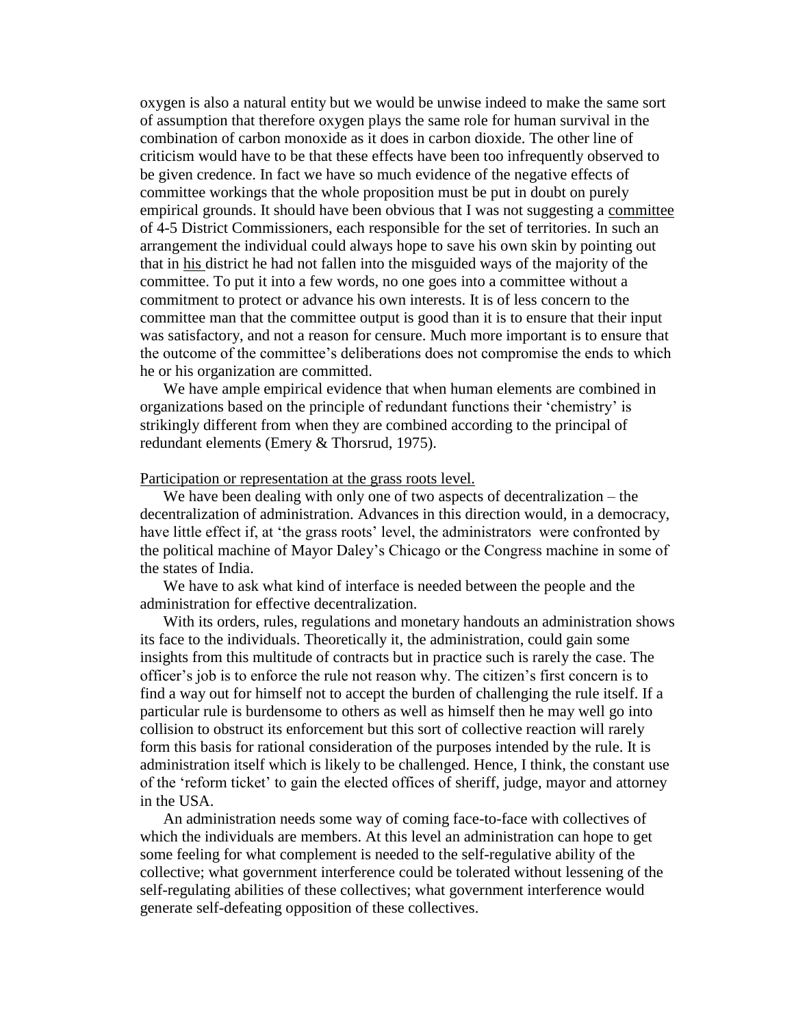oxygen is also a natural entity but we would be unwise indeed to make the same sort of assumption that therefore oxygen plays the same role for human survival in the combination of carbon monoxide as it does in carbon dioxide. The other line of criticism would have to be that these effects have been too infrequently observed to be given credence. In fact we have so much evidence of the negative effects of committee workings that the whole proposition must be put in doubt on purely empirical grounds. It should have been obvious that I was not suggesting a committee of 4-5 District Commissioners, each responsible for the set of territories. In such an arrangement the individual could always hope to save his own skin by pointing out that in his district he had not fallen into the misguided ways of the majority of the committee. To put it into a few words, no one goes into a committee without a commitment to protect or advance his own interests. It is of less concern to the committee man that the committee output is good than it is to ensure that their input was satisfactory, and not a reason for censure. Much more important is to ensure that the outcome of the committee's deliberations does not compromise the ends to which he or his organization are committed.

We have ample empirical evidence that when human elements are combined in organizations based on the principle of redundant functions their 'chemistry' is strikingly different from when they are combined according to the principal of redundant elements (Emery & Thorsrud, 1975).

## Participation or representation at the grass roots level.

We have been dealing with only one of two aspects of decentralization – the decentralization of administration. Advances in this direction would, in a democracy, have little effect if, at 'the grass roots' level, the administrators were confronted by the political machine of Mayor Daley's Chicago or the Congress machine in some of the states of India.

We have to ask what kind of interface is needed between the people and the administration for effective decentralization.

With its orders, rules, regulations and monetary handouts an administration shows its face to the individuals. Theoretically it, the administration, could gain some insights from this multitude of contracts but in practice such is rarely the case. The officer's job is to enforce the rule not reason why. The citizen's first concern is to find a way out for himself not to accept the burden of challenging the rule itself. If a particular rule is burdensome to others as well as himself then he may well go into collision to obstruct its enforcement but this sort of collective reaction will rarely form this basis for rational consideration of the purposes intended by the rule. It is administration itself which is likely to be challenged. Hence, I think, the constant use of the 'reform ticket' to gain the elected offices of sheriff, judge, mayor and attorney in the USA.

An administration needs some way of coming face-to-face with collectives of which the individuals are members. At this level an administration can hope to get some feeling for what complement is needed to the self-regulative ability of the collective; what government interference could be tolerated without lessening of the self-regulating abilities of these collectives; what government interference would generate self-defeating opposition of these collectives.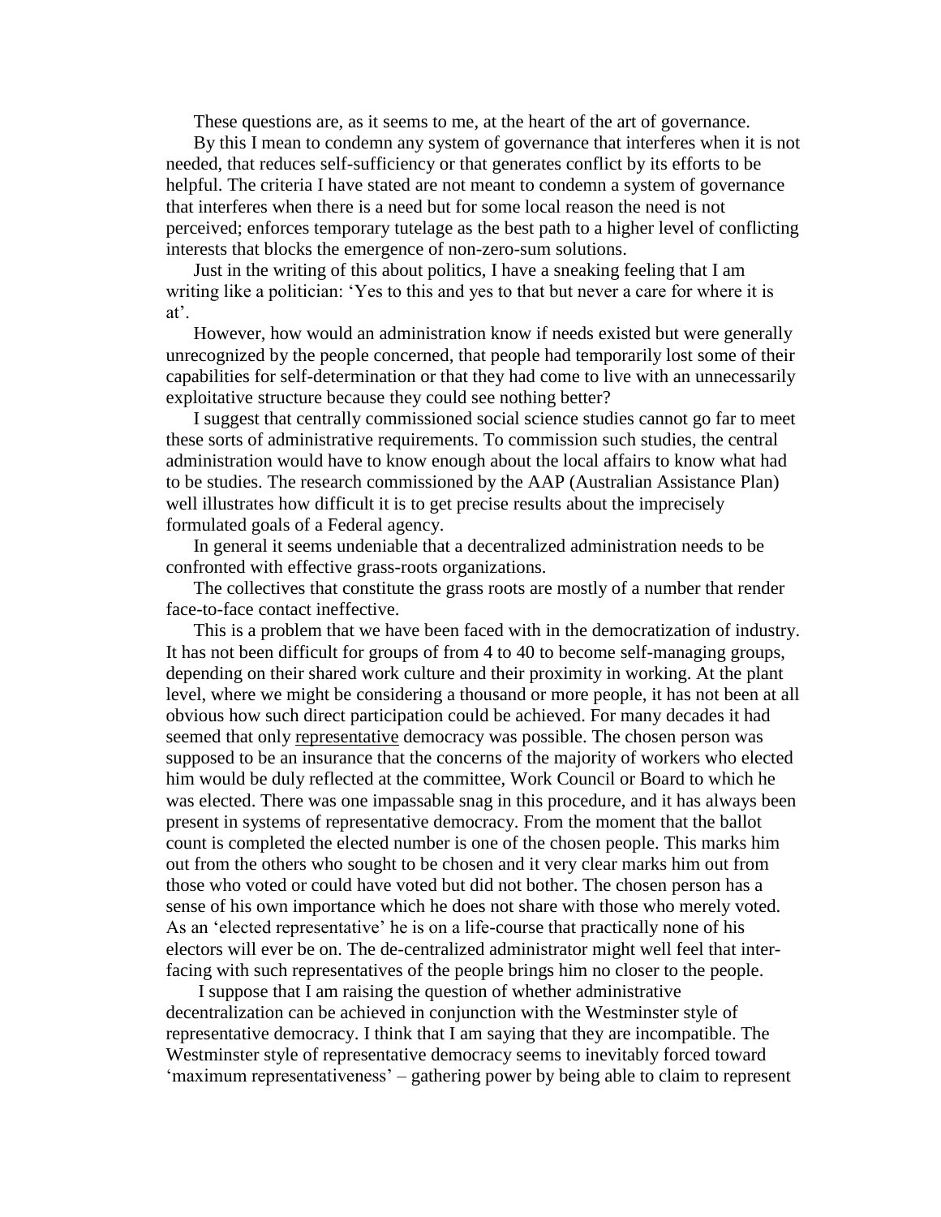These questions are, as it seems to me, at the heart of the art of governance.

By this I mean to condemn any system of governance that interferes when it is not needed, that reduces self-sufficiency or that generates conflict by its efforts to be helpful. The criteria I have stated are not meant to condemn a system of governance that interferes when there is a need but for some local reason the need is not perceived; enforces temporary tutelage as the best path to a higher level of conflicting interests that blocks the emergence of non-zero-sum solutions.

Just in the writing of this about politics, I have a sneaking feeling that I am writing like a politician: 'Yes to this and yes to that but never a care for where it is at'.

However, how would an administration know if needs existed but were generally unrecognized by the people concerned, that people had temporarily lost some of their capabilities for self-determination or that they had come to live with an unnecessarily exploitative structure because they could see nothing better?

I suggest that centrally commissioned social science studies cannot go far to meet these sorts of administrative requirements. To commission such studies, the central administration would have to know enough about the local affairs to know what had to be studies. The research commissioned by the AAP (Australian Assistance Plan) well illustrates how difficult it is to get precise results about the imprecisely formulated goals of a Federal agency.

In general it seems undeniable that a decentralized administration needs to be confronted with effective grass-roots organizations.

The collectives that constitute the grass roots are mostly of a number that render face-to-face contact ineffective.

This is a problem that we have been faced with in the democratization of industry. It has not been difficult for groups of from 4 to 40 to become self-managing groups, depending on their shared work culture and their proximity in working. At the plant level, where we might be considering a thousand or more people, it has not been at all obvious how such direct participation could be achieved. For many decades it had seemed that only <u>representative</u> democracy was possible. The chosen person was supposed to be an insurance that the concerns of the majority of workers who elected him would be duly reflected at the committee, Work Council or Board to which he was elected. There was one impassable snag in this procedure, and it has always been present in systems of representative democracy. From the moment that the ballot count is completed the elected number is one of the chosen people. This marks him out from the others who sought to be chosen and it very clear marks him out from those who voted or could have voted but did not bother. The chosen person has a sense of his own importance which he does not share with those who merely voted. As an 'elected representative' he is on a life-course that practically none of his electors will ever be on. The de-centralized administrator might well feel that inter-facing with such representatives of the people brings him no closer to the people.

I suppose that I am raising the question of whether administrative decentralization can be achieved in conjunction with the Westminster style of representative democracy. I think that I am saying that they are incompatible. The Westminster style of representative democracy seems to inevitably forced toward 'maximum representativeness' – gathering power by being able to claim to represent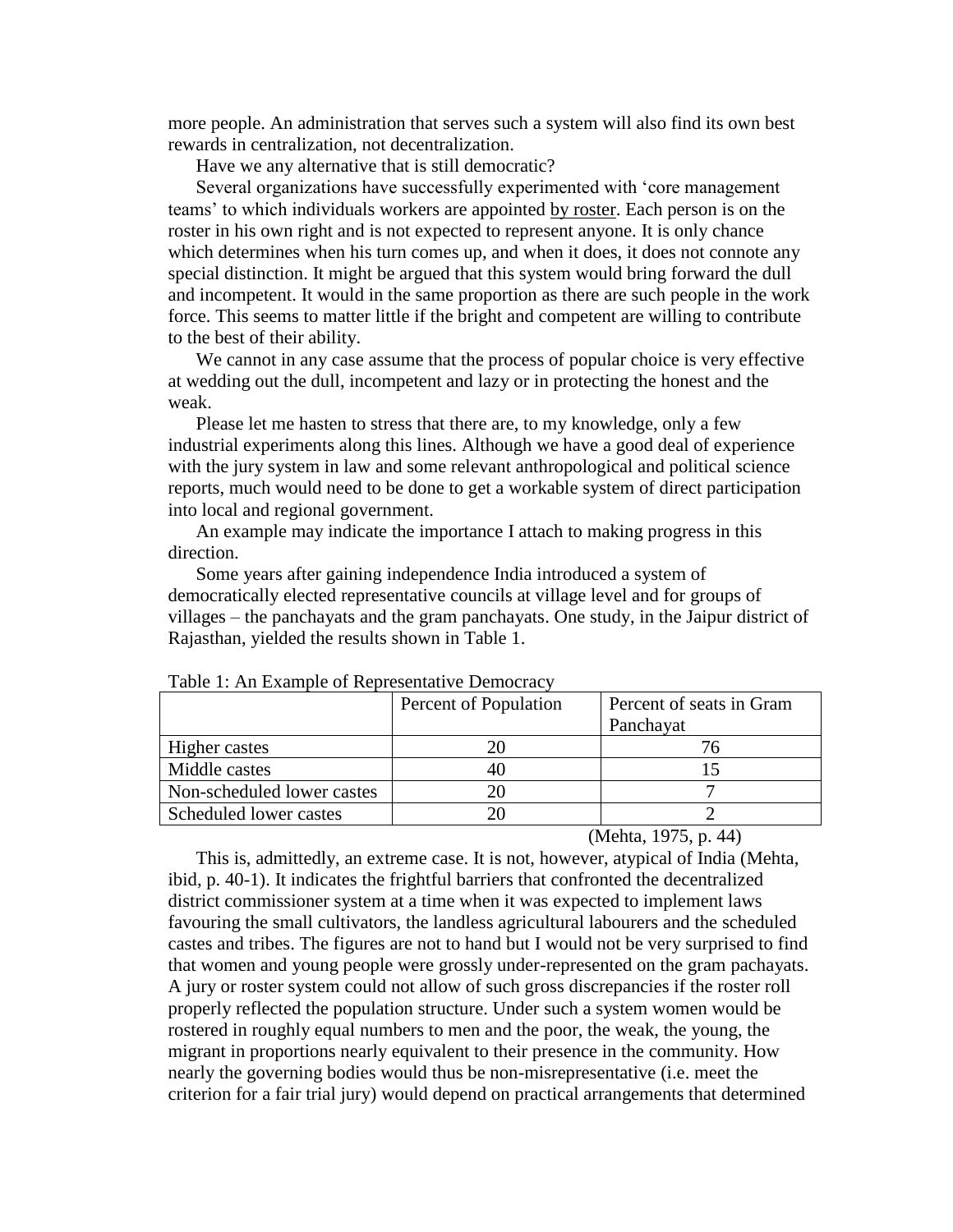more people. An administration that serves such a system will also find its own best rewards in centralization, not decentralization.

Have we any alternative that is still democratic?

Several organizations have successfully experimented with 'core management teams' to which individuals workers are appointed <u>by roster</u>. Each person is on the roster in his own right and is not expected to represent anyone. It is only chance which determines when his turn comes up, and when it does, it does not connote any special distinction. It might be argued that this system would bring forward the dull and incompetent. It would in the same proportion as there are such people in the work force. This seems to matter little if the bright and competent are willing to contribute to the best of their ability.

We cannot in any case assume that the process of popular choice is very effective at wedding out the dull, incompetent and lazy or in protecting the honest and the weak.

Please let me hasten to stress that there are, to my knowledge, only a few industrial experiments along this lines. Although we have a good deal of experience with the jury system in law and some relevant anthropological and political science reports, much would need to be done to get a workable system of direct participation into local and regional government.

An example may indicate the importance I attach to making progress in this direction.

Some years after gaining independence India introduced a system of democratically elected representative councils at village level and for groups of villages – the panchayats and the gram panchayats. One study, in the Jaipur district of Rajasthan, yielded the results shown in Table 1.

Table 1: An Example of Representative Democracy

| | Percent of Population | Percent of seats in Gram Panchayat |
|---|---|---|
| Higher castes | 20 | 76 |
| Middle castes | 40 | 15 |
| Non-scheduled lower castes | 20 | 7 |
| Scheduled lower castes | 20 | 2 |

(Mehta, 1975, p. 44)

This is, admittedly, an extreme case. It is not, however, atypical of India (Mehta, ibid, p. 40-1). It indicates the frightful barriers that confronted the decentralized district commissioner system at a time when it was expected to implement laws favouring the small cultivators, the landless agricultural labourers and the scheduled castes and tribes. The figures are not to hand but I would not be very surprised to find that women and young people were grossly under-represented on the gram pachayats. A jury or roster system could not allow of such gross discrepancies if the roster roll properly reflected the population structure. Under such a system women would be rostered in roughly equal numbers to men and the poor, the weak, the young, the migrant in proportions nearly equivalent to their presence in the community. How nearly the governing bodies would thus be non-misrepresentative (i.e. meet the criterion for a fair trial jury) would depend on practical arrangements that determined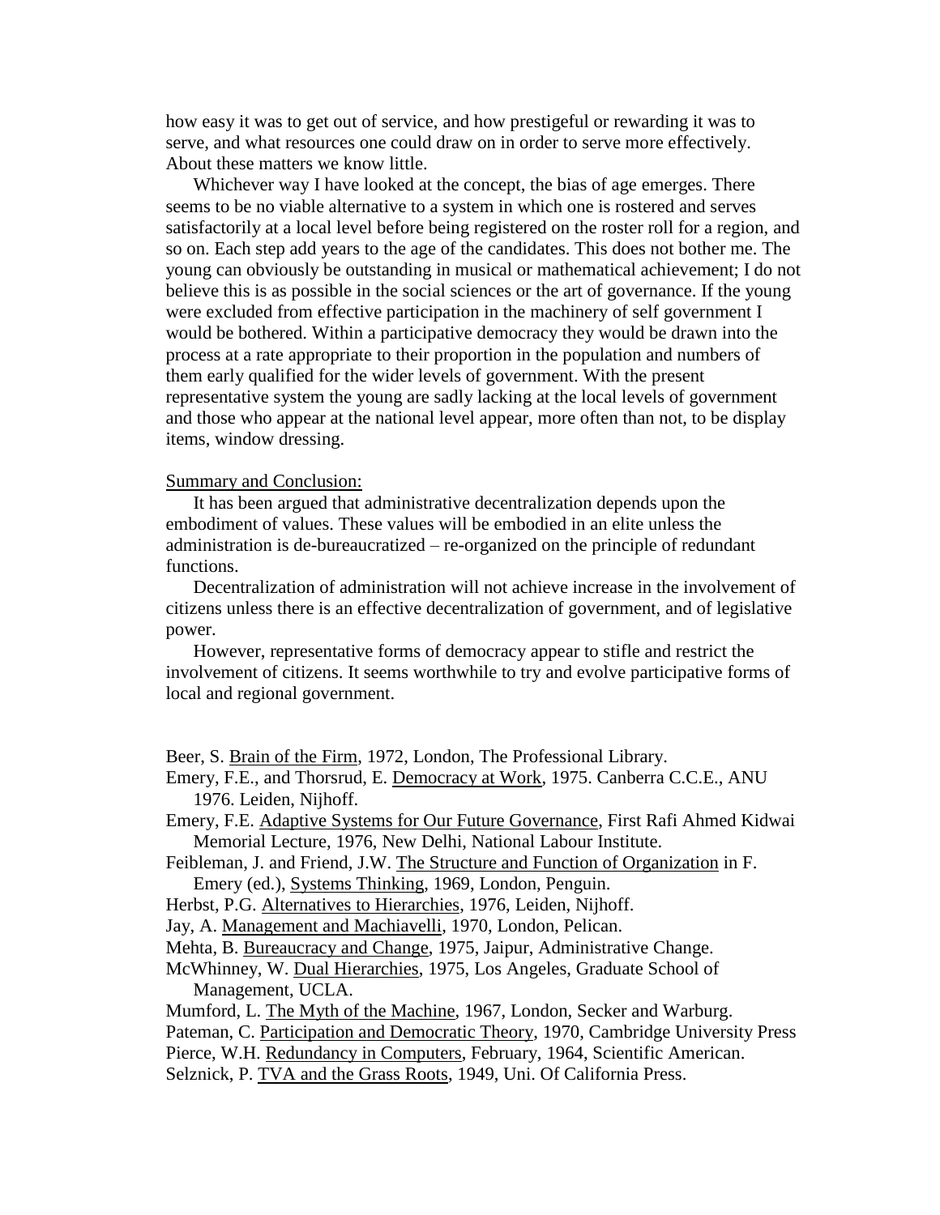how easy it was to get out of service, and how prestigeful or rewarding it was to serve, and what resources one could draw on in order to serve more effectively. About these matters we know little.

Whichever way I have looked at the concept, the bias of age emerges. There seems to be no viable alternative to a system in which one is rostered and serves satisfactorily at a local level before being registered on the roster roll for a region, and so on. Each step add years to the age of the candidates. This does not bother me. The young can obviously be outstanding in musical or mathematical achievement; I do not believe this is as possible in the social sciences or the art of governance. If the young were excluded from effective participation in the machinery of self government I would be bothered. Within a participative democracy they would be drawn into the process at a rate appropriate to their proportion in the population and numbers of them early qualified for the wider levels of government. With the present representative system the young are sadly lacking at the local levels of government and those who appear at the national level appear, more often than not, to be display items, window dressing.

<u>Summary and Conclusion:</u>

It has been argued that administrative decentralization depends upon the embodiment of values. These values will be embodied in an elite unless the administration is de-bureaucratized – re-organized on the principle of redundant functions.

Decentralization of administration will not achieve increase in the involvement of citizens unless there is an effective decentralization of government, and of legislative power.

However, representative forms of democracy appear to stifle and restrict the involvement of citizens. It seems worthwhile to try and evolve participative forms of local and regional government.

Beer, S. <u>Brain of the Firm</u>, 1972, London, The Professional Library.

Emery, F.E., and Thorsrud, E. <u>Democracy at Work</u>, 1975. Canberra C.C.E., ANU 1976. Leiden, Nijhoff.

Emery, F.E. <u>Adaptive Systems for Our Future Governance</u>, First Rafi Ahmed Kidwai Memorial Lecture, 1976, New Delhi, National Labour Institute.

Feibleman, J. and Friend, J.W. <u>The Structure and Function of Organization</u> in F. Emery (ed.), <u>Systems Thinking</u>, 1969, London, Penguin.

Herbst, P.G. <u>Alternatives to Hierarchies</u>, 1976, Leiden, Nijhoff.

Jay, A. <u>Management and Machiavelli</u>, 1970, London, Pelican.

Mehta, B. <u>Bureaucracy and Change</u>, 1975, Jaipur, Administrative Change.

McWhinney, W. <u>Dual Hierarchies</u>, 1975, Los Angeles, Graduate School of Management, UCLA.

Mumford, L. <u>The Myth of the Machine</u>, 1967, London, Secker and Warburg.

Pateman, C. <u>Participation and Democratic Theory</u>, 1970, Cambridge University Press

Pierce, W.H. <u>Redundancy in Computers</u>, February, 1964, Scientific American.

Selznick, P. <u>TVA and the Grass Roots</u>, 1949, Uni. Of California Press.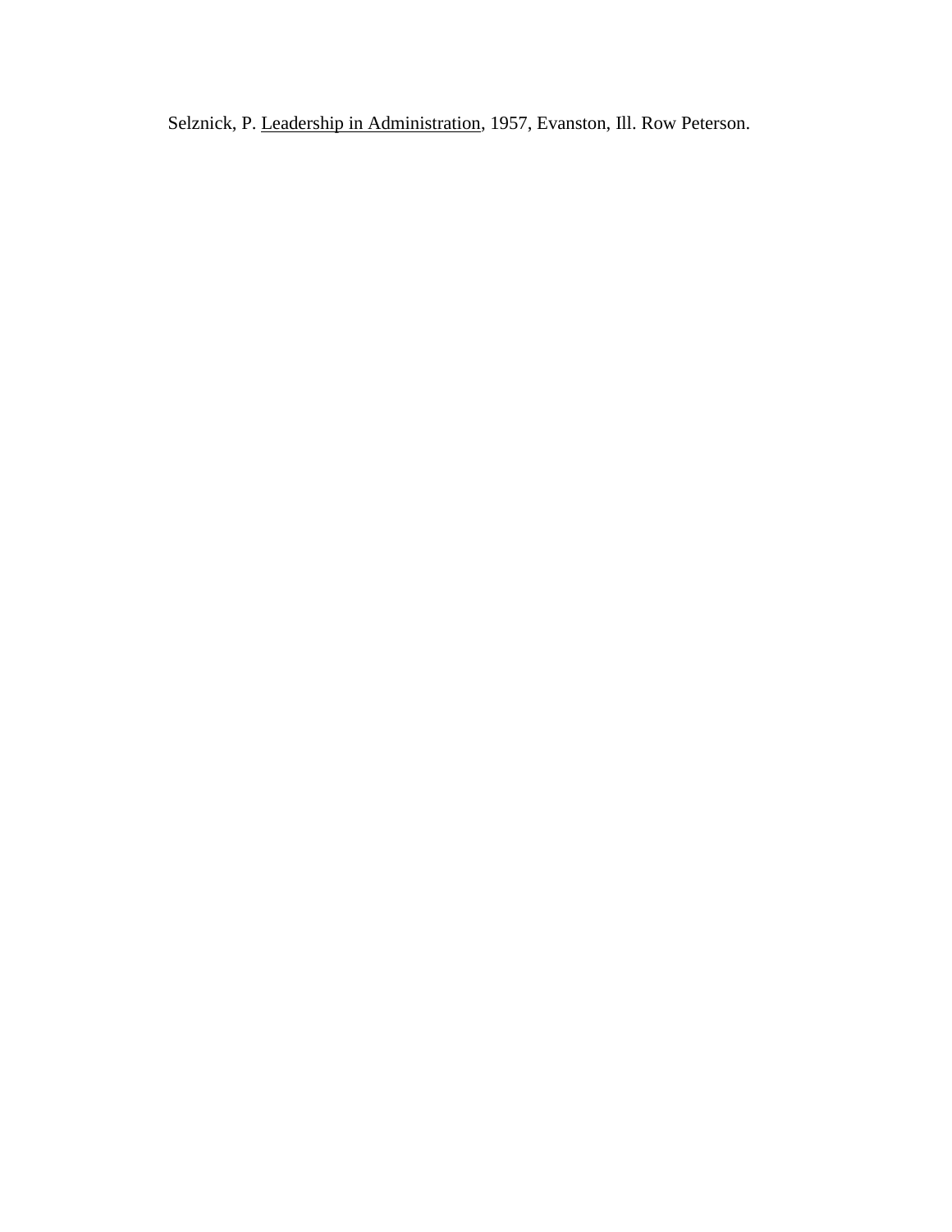Selznick, P. <u>Leadership in Administration</u>, 1957, Evanston, Ill. Row Peterson.